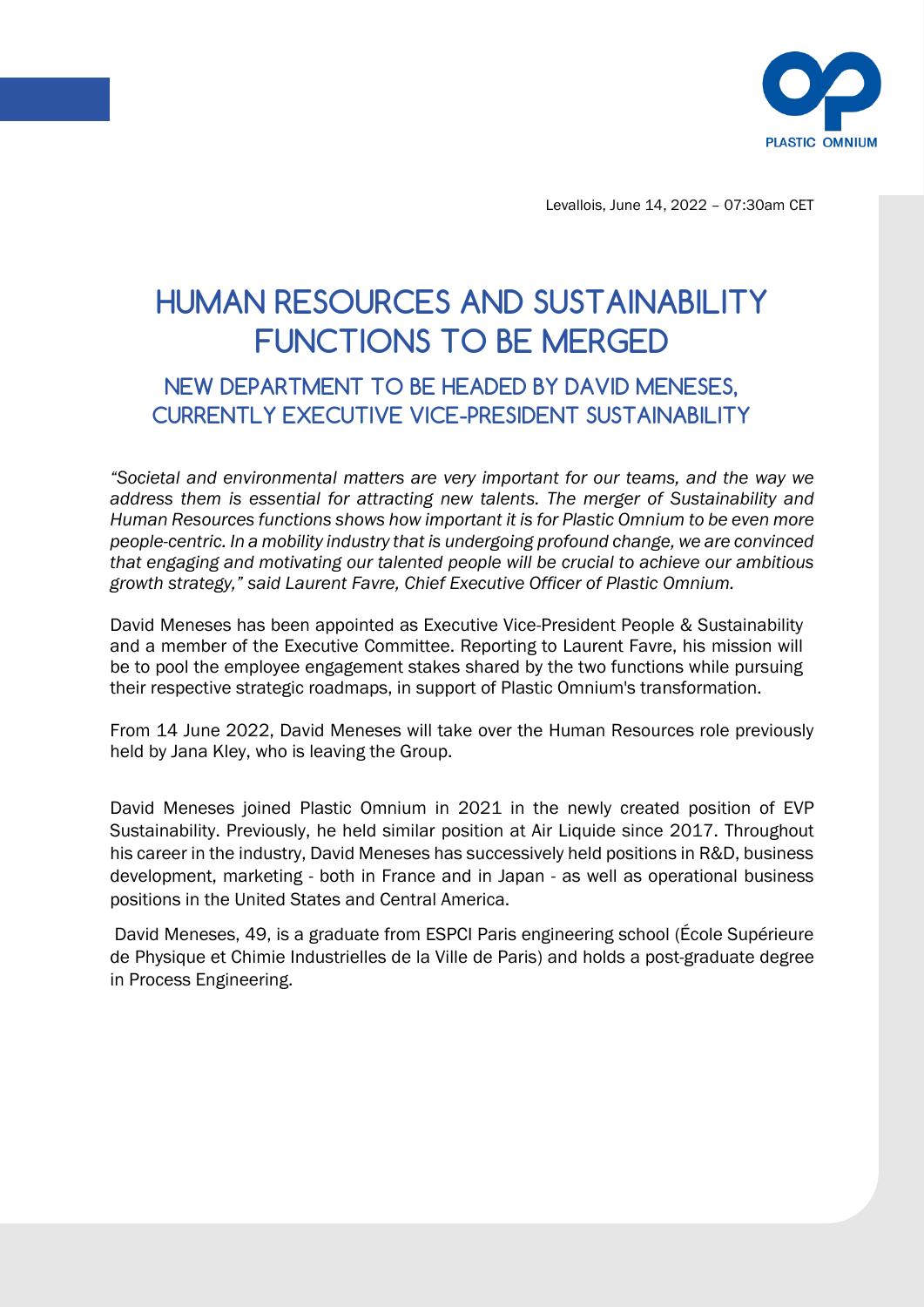Levallois, June 14, 2022 – 07:30am CET

# HUMAN RESOURCES AND SUSTAINABILITY FUNCTIONS TO BE MERGED

## NEW DEPARTMENT TO BE HEADED BY DAVID MENESES, CURRENTLY EXECUTIVE VICE-PRESIDENT SUSTAINABILITY

*"Societal and environmental matters are very important for our teams, and the way we address them is essential for attracting new talents. The merger of Sustainability and Human Resources functions shows how important it is for Plastic Omnium to be even more people-centric. In a mobility industry that is undergoing profound change, we are convinced that engaging and motivating our talented people will be crucial to achieve our ambitious growth strategy," said Laurent Favre, Chief Executive Officer of Plastic Omnium.*

David Meneses has been appointed as Executive Vice-President People & Sustainability and a member of the Executive Committee. Reporting to Laurent Favre, his mission will be to pool the employee engagement stakes shared by the two functions while pursuing their respective strategic roadmaps, in support of Plastic Omnium's transformation.

From 14 June 2022, David Meneses will take over the Human Resources role previously held by Jana Kley, who is leaving the Group.

David Meneses joined Plastic Omnium in 2021 in the newly created position of EVP Sustainability. Previously, he held similar position at Air Liquide since 2017. Throughout his career in the industry, David Meneses has successively held positions in R&D, business development, marketing - both in France and in Japan - as well as operational business positions in the United States and Central America.

David Meneses, 49, is a graduate from ESPCI Paris engineering school (École Supérieure de Physique et Chimie Industrielles de la Ville de Paris) and holds a post-graduate degree in Process Engineering.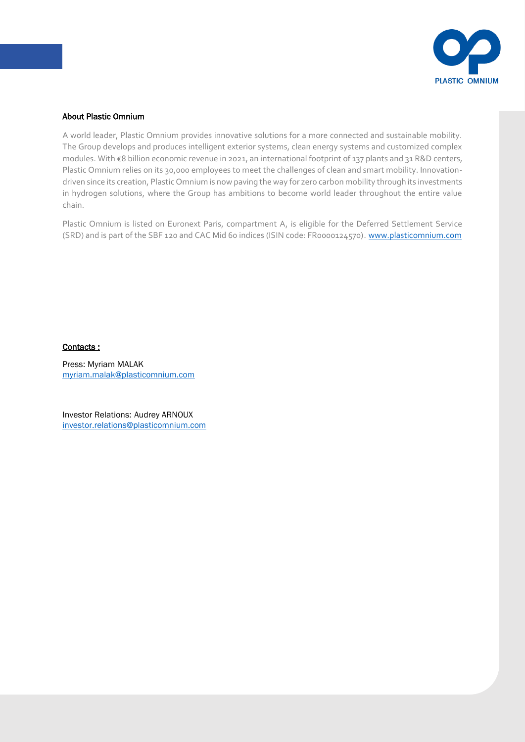## About Plastic Omnium

A world leader, Plastic Omnium provides innovative solutions for a more connected and sustainable mobility. The Group develops and produces intelligent exterior systems, clean energy systems and customized complex modules. With €8 billion economic revenue in 2021, an international footprint of 137 plants and 31 R&D centers, Plastic Omnium relies on its 30,000 employees to meet the challenges of clean and smart mobility. Innovation-driven since its creation, Plastic Omnium is now paving the way for zero carbon mobility through its investments in hydrogen solutions, where the Group has ambitions to become world leader throughout the entire value chain.

Plastic Omnium is listed on Euronext Paris, compartment A, is eligible for the Deferred Settlement Service (SRD) and is part of the SBF 120 and CAC Mid 60 indices (ISIN code: FR0000124570). www.plasticomnium.com

**Contacts :**

Press: Myriam MALAK
myriam.malak@plasticomnium.com

Investor Relations: Audrey ARNOUX
investor.relations@plasticomnium.com